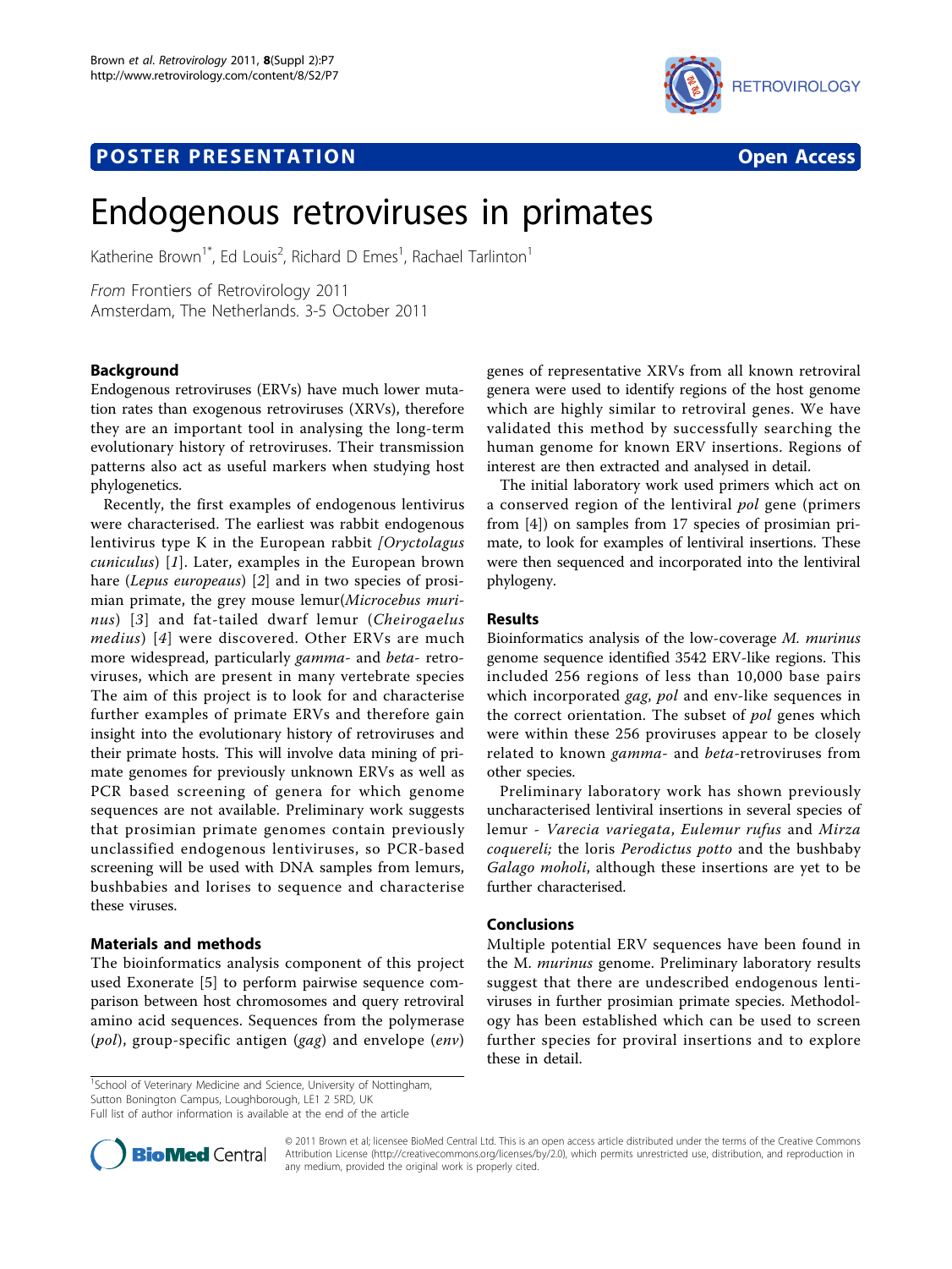**POSTER PRESENTATION** **Open Access**

# Endogenous retroviruses in primates

Katherine Brown[1*], Ed Louis[2], Richard D Emes[1], Rachael Tarlinton[1]

*From* Frontiers of Retrovirology 2011
Amsterdam, The Netherlands. 3-5 October 2011

## Background

Endogenous retroviruses (ERVs) have much lower mutation rates than exogenous retroviruses (XRVs), therefore they are an important tool in analysing the long-term evolutionary history of retroviruses. Their transmission patterns also act as useful markers when studying host phylogenetics.

Recently, the first examples of endogenous lentivirus were characterised. The earliest was rabbit endogenous lentivirus type K in the European rabbit *[Oryctolagus cuniculus*) [*1*]. Later, examples in the European brown hare (*Lepus europeaus*) [*2*] and in two species of prosimian primate, the grey mouse lemur(*Microcebus murinus*) [*3*] and fat-tailed dwarf lemur (*Cheirogaelus medius*) [*4*] were discovered. Other ERVs are much more widespread, particularly *gamma-* and *beta-* retroviruses, which are present in many vertebrate species The aim of this project is to look for and characterise further examples of primate ERVs and therefore gain insight into the evolutionary history of retroviruses and their primate hosts. This will involve data mining of primate genomes for previously unknown ERVs as well as PCR based screening of genera for which genome sequences are not available. Preliminary work suggests that prosimian primate genomes contain previously unclassified endogenous lentiviruses, so PCR-based screening will be used with DNA samples from lemurs, bushbabies and lorises to sequence and characterise these viruses.

## Materials and methods

The bioinformatics analysis component of this project used Exonerate [5] to perform pairwise sequence comparison between host chromosomes and query retroviral amino acid sequences. Sequences from the polymerase (*pol*), group-specific antigen (*gag*) and envelope (*env*) genes of representative XRVs from all known retroviral genera were used to identify regions of the host genome which are highly similar to retroviral genes. We have validated this method by successfully searching the human genome for known ERV insertions. Regions of interest are then extracted and analysed in detail.

The initial laboratory work used primers which act on a conserved region of the lentiviral *pol* gene (primers from [4]) on samples from 17 species of prosimian primate, to look for examples of lentiviral insertions. These were then sequenced and incorporated into the lentiviral phylogeny.

## Results

Bioinformatics analysis of the low-coverage *M. murinus* genome sequence identified 3542 ERV-like regions. This included 256 regions of less than 10,000 base pairs which incorporated *gag*, *pol* and env-like sequences in the correct orientation. The subset of *pol* genes which were within these 256 proviruses appear to be closely related to known *gamma-* and *beta*-retroviruses from other species.

Preliminary laboratory work has shown previously uncharacterised lentiviral insertions in several species of lemur - *Varecia variegata*, *Eulemur rufus* and *Mirza coquereli;* the loris *Perodictus potto* and the bushbaby *Galago moholi*, although these insertions are yet to be further characterised.

## Conclusions

Multiple potential ERV sequences have been found in the *M. murinus* genome. Preliminary laboratory results suggest that there are undescribed endogenous lentiviruses in further prosimian primate species. Methodology has been established which can be used to screen further species for proviral insertions and to explore these in detail.

[1]School of Veterinary Medicine and Science, University of Nottingham, Sutton Bonington Campus, Loughborough, LE1 2 5RD, UK
Full list of author information is available at the end of the article

© 2011 Brown et al; licensee BioMed Central Ltd. This is an open access article distributed under the terms of the Creative Commons Attribution License (http://creativecommons.org/licenses/by/2.0), which permits unrestricted use, distribution, and reproduction in any medium, provided the original work is properly cited.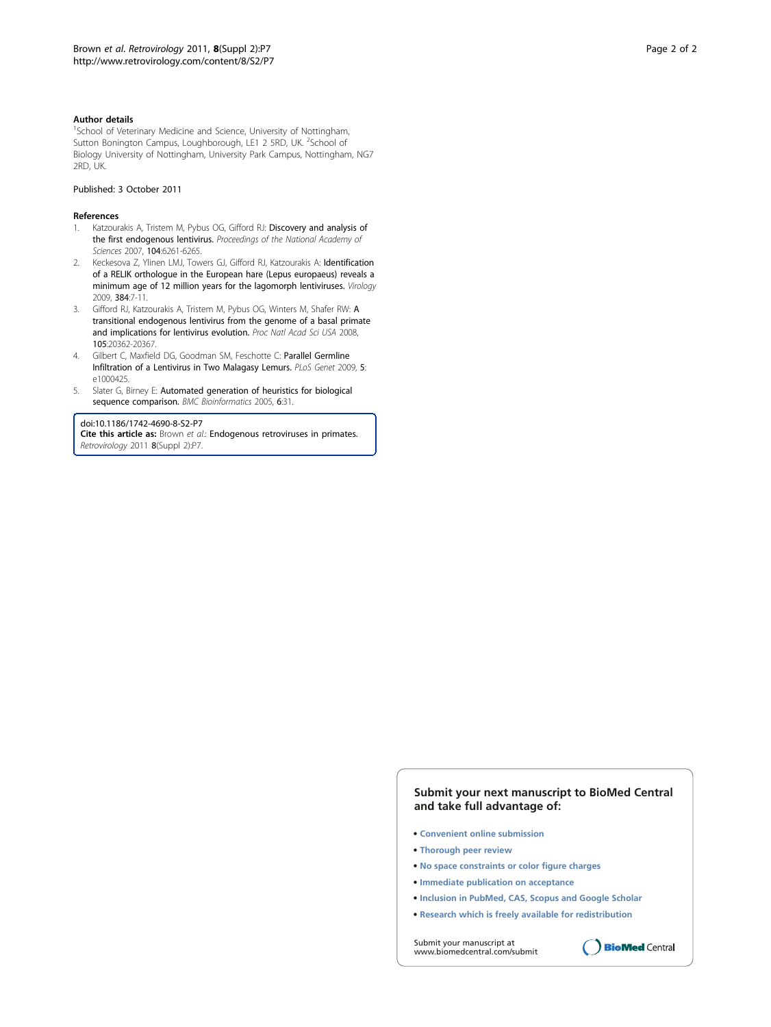### Author details

[1]School of Veterinary Medicine and Science, University of Nottingham, Sutton Bonington Campus, Loughborough, LE1 2 5RD, UK. [2]School of Biology University of Nottingham, University Park Campus, Nottingham, NG7 2RD, UK.

Published: 3 October 2011

### References

1. Katzourakis A, Tristem M, Pybus OG, Gifford RJ: **Discovery and analysis of the first endogenous lentivirus.** *Proceedings of the National Academy of Sciences* 2007, **104**:6261-6265.
2. Keckesova Z, Ylinen LMJ, Towers GJ, Gifford RJ, Katzourakis A: **Identification of a RELIK orthologue in the European hare (Lepus europaeus) reveals a minimum age of 12 million years for the lagomorph lentiviruses.** *Virology* 2009, **384**:7-11.
3. Gifford RJ, Katzourakis A, Tristem M, Pybus OG, Winters M, Shafer RW: **A transitional endogenous lentivirus from the genome of a basal primate and implications for lentivirus evolution.** *Proc Natl Acad Sci USA* 2008, **105**:20362-20367.
4. Gilbert C, Maxfield DG, Goodman SM, Feschotte C: **Parallel Germline Infiltration of a Lentivirus in Two Malagasy Lemurs.** *PLoS Genet* 2009, **5**: e1000425.
5. Slater G, Birney E: **Automated generation of heuristics for biological sequence comparison.** *BMC Bioinformatics* 2005, **6**:31.

doi:10.1186/1742-4690-8-S2-P7
**Cite this article as:** Brown *et al.*: Endogenous retroviruses in primates. *Retrovirology* 2011 **8**(Suppl 2):P7.

**Submit your next manuscript to BioMed Central and take full advantage of:**

- Convenient online submission
- Thorough peer review
- No space constraints or color figure charges
- Immediate publication on acceptance
- Inclusion in PubMed, CAS, Scopus and Google Scholar
- Research which is freely available for redistribution

Submit your manuscript at
www.biomedcentral.com/submit

BioMed Central